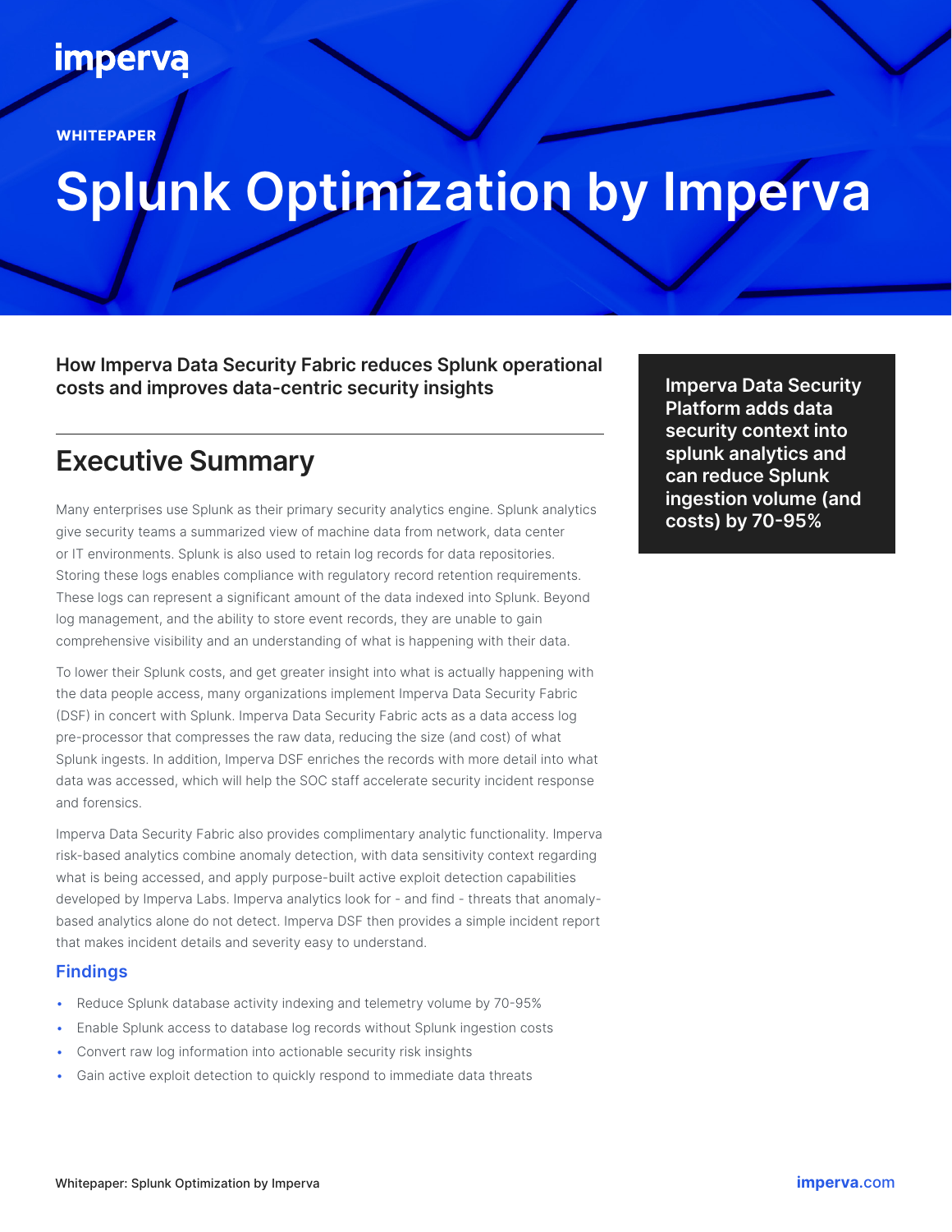imperva

WHITEPAPER

# Splunk Optimization by Imperva

**How Imperva Data Security Fabric reduces Splunk operational costs and improves data-centric security insights**

## Executive Summary

Many enterprises use Splunk as their primary security analytics engine. Splunk analytics give security teams a summarized view of machine data from network, data center or IT environments. Splunk is also used to retain log records for data repositories. Storing these logs enables compliance with regulatory record retention requirements. These logs can represent a significant amount of the data indexed into Splunk. Beyond log management, and the ability to store event records, they are unable to gain comprehensive visibility and an understanding of what is happening with their data.

To lower their Splunk costs, and get greater insight into what is actually happening with the data people access, many organizations implement Imperva Data Security Fabric (DSF) in concert with Splunk. Imperva Data Security Fabric acts as a data access log pre-processor that compresses the raw data, reducing the size (and cost) of what Splunk ingests. In addition, Imperva DSF enriches the records with more detail into what data was accessed, which will help the SOC staff accelerate security incident response and forensics.

Imperva Data Security Fabric also provides complimentary analytic functionality. Imperva risk-based analytics combine anomaly detection, with data sensitivity context regarding what is being accessed, and apply purpose-built active exploit detection capabilities developed by Imperva Labs. Imperva analytics look for - and find - threats that anomaly-based analytics alone do not detect. Imperva DSF then provides a simple incident report that makes incident details and severity easy to understand.

### Findings

- Reduce Splunk database activity indexing and telemetry volume by 70-95%
- Enable Splunk access to database log records without Splunk ingestion costs
- Convert raw log information into actionable security risk insights
- Gain active exploit detection to quickly respond to immediate data threats

**Imperva Data Security Platform adds data security context into splunk analytics and can reduce Splunk ingestion volume (and costs) by 70-95%**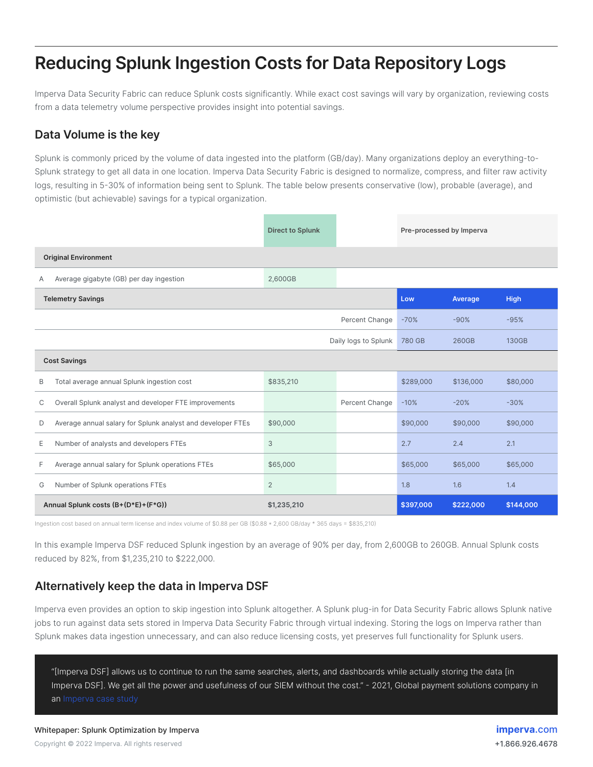# Reducing Splunk Ingestion Costs for Data Repository Logs

Imperva Data Security Fabric can reduce Splunk costs significantly. While exact cost savings will vary by organization, reviewing costs from a data telemetry volume perspective provides insight into potential savings.

## Data Volume is the key

Splunk is commonly priced by the volume of data ingested into the platform (GB/day). Many organizations deploy an everything-to-Splunk strategy to get all data in one location. Imperva Data Security Fabric is designed to normalize, compress, and filter raw activity logs, resulting in 5-30% of information being sent to Splunk. The table below presents conservative (low), probable (average), and optimistic (but achievable) savings for a typical organization.

| | | Direct to Splunk | | Pre-processed by Imperva | | |
|---|---|---|---|---|---|---|
| **Original Environment** | | | | | | |
| A | Average gigabyte (GB) per day ingestion | 2,600GB | | | | |
| **Telemetry Savings** | | | | **Low** | **Average** | **High** |
| | | | Percent Change | -70% | -90% | -95% |
| | | | Daily logs to Splunk | 780 GB | 260GB | 130GB |
| **Cost Savings** | | | | | | |
| B | Total average annual Splunk ingestion cost | $835,210 | | $289,000 | $136,000 | $80,000 |
| C | Overall Splunk analyst and developer FTE improvements | | Percent Change | -10% | -20% | -30% |
| D | Average annual salary for Splunk analyst and developer FTEs | $90,000 | | $90,000 | $90,000 | $90,000 |
| E | Number of analysts and developers FTEs | 3 | | 2.7 | 2.4 | 2.1 |
| F | Average annual salary for Splunk operations FTEs | $65,000 | | $65,000 | $65,000 | $65,000 |
| G | Number of Splunk operations FTEs | 2 | | 1.8 | 1.6 | 1.4 |
| **Annual Splunk costs (B+(D*E)+(F*G))** | | **$1,235,210** | | **$397,000** | **$222,000** | **$144,000** |

Ingestion cost based on annual term license and index volume of $0.88 per GB ($0.88 * 2,600 GB/day * 365 days = $835,210)

In this example Imperva DSF reduced Splunk ingestion by an average of 90% per day, from 2,600GB to 260GB. Annual Splunk costs reduced by 82%, from $1,235,210 to $222,000.

## Alternatively keep the data in Imperva DSF

Imperva even provides an option to skip ingestion into Splunk altogether. A Splunk plug-in for Data Security Fabric allows Splunk native jobs to run against data sets stored in Imperva Data Security Fabric through virtual indexing. Storing the logs on Imperva rather than Splunk makes data ingestion unnecessary, and can also reduce licensing costs, yet preserves full functionality for Splunk users.

> "[Imperva DSF] allows us to continue to run the same searches, alerts, and dashboards while actually storing the data [in Imperva DSF]. We get all the power and usefulness of our SIEM without the cost." - 2021, Global payment solutions company in an Imperva case study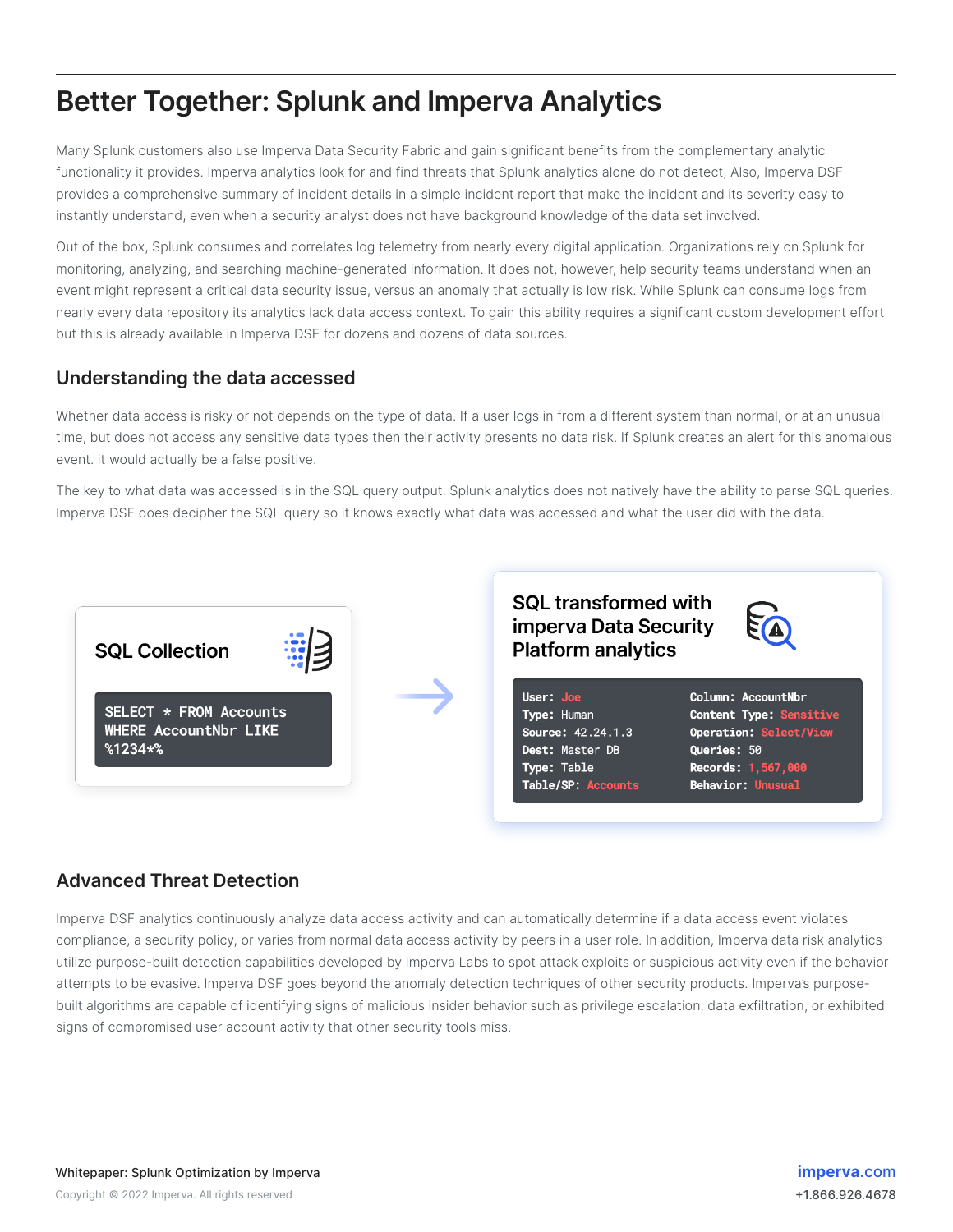# Better Together: Splunk and Imperva Analytics

Many Splunk customers also use Imperva Data Security Fabric and gain significant benefits from the complementary analytic functionality it provides. Imperva analytics look for and find threats that Splunk analytics alone do not detect, Also, Imperva DSF provides a comprehensive summary of incident details in a simple incident report that make the incident and its severity easy to instantly understand, even when a security analyst does not have background knowledge of the data set involved.

Out of the box, Splunk consumes and correlates log telemetry from nearly every digital application. Organizations rely on Splunk for monitoring, analyzing, and searching machine-generated information. It does not, however, help security teams understand when an event might represent a critical data security issue, versus an anomaly that actually is low risk. While Splunk can consume logs from nearly every data repository its analytics lack data access context. To gain this ability requires a significant custom development effort but this is already available in Imperva DSF for dozens and dozens of data sources.

## Understanding the data accessed

Whether data access is risky or not depends on the type of data. If a user logs in from a different system than normal, or at an unusual time, but does not access any sensitive data types then their activity presents no data risk. If Splunk creates an alert for this anomalous event. it would actually be a false positive.

The key to what data was accessed is in the SQL query output. Splunk analytics does not natively have the ability to parse SQL queries. Imperva DSF does decipher the SQL query so it knows exactly what data was accessed and what the user did with the data.

**SQL Collection**

```
SELECT * FROM Accounts
WHERE AccountNbr LIKE
%1234*%
```

→

**SQL transformed with imperva Data Security Platform analytics**

```
User: Joe                 Column: AccountNbr
Type: Human               Content Type: Sensitive
Source: 42.24.1.3         Operation: Select/View
Dest: Master DB           Queries: 50
Type: Table               Records: 1,567,000
Table/SP: Accounts        Behavior: Unusual
```

## Advanced Threat Detection

Imperva DSF analytics continuously analyze data access activity and can automatically determine if a data access event violates compliance, a security policy, or varies from normal data access activity by peers in a user role. In addition, Imperva data risk analytics utilize purpose-built detection capabilities developed by Imperva Labs to spot attack exploits or suspicious activity even if the behavior attempts to be evasive. Imperva DSF goes beyond the anomaly detection techniques of other security products. Imperva's purpose-built algorithms are capable of identifying signs of malicious insider behavior such as privilege escalation, data exfiltration, or exhibited signs of compromised user account activity that other security tools miss.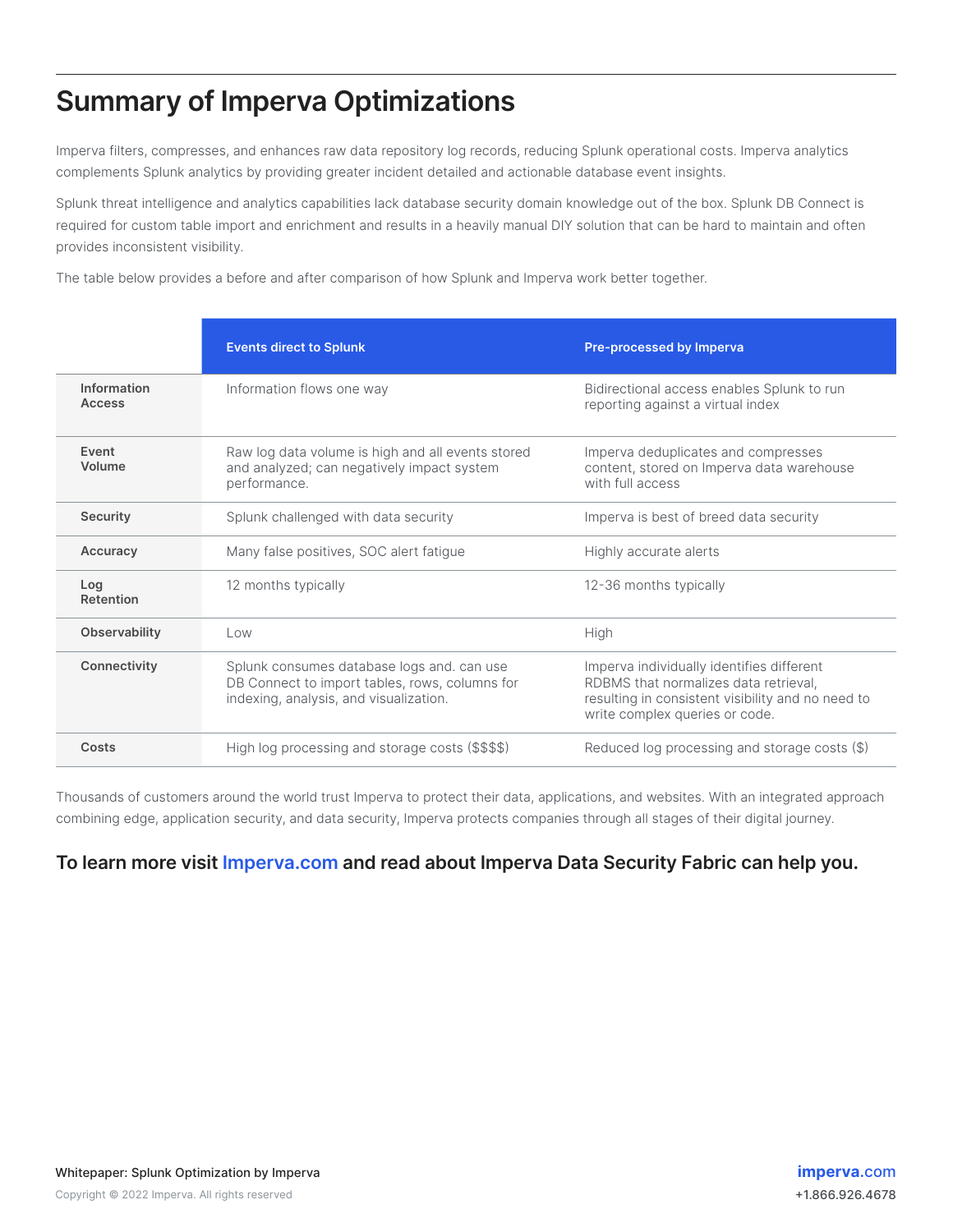# Summary of Imperva Optimizations

Imperva filters, compresses, and enhances raw data repository log records, reducing Splunk operational costs. Imperva analytics complements Splunk analytics by providing greater incident detailed and actionable database event insights.

Splunk threat intelligence and analytics capabilities lack database security domain knowledge out of the box. Splunk DB Connect is required for custom table import and enrichment and results in a heavily manual DIY solution that can be hard to maintain and often provides inconsistent visibility.

The table below provides a before and after comparison of how Splunk and Imperva work better together.

| | Events direct to Splunk | Pre-processed by Imperva |
|---|---|---|
| **Information Access** | Information flows one way | Bidirectional access enables Splunk to run reporting against a virtual index |
| **Event Volume** | Raw log data volume is high and all events stored and analyzed; can negatively impact system performance. | Imperva deduplicates and compresses content, stored on Imperva data warehouse with full access |
| **Security** | Splunk challenged with data security | Imperva is best of breed data security |
| **Accuracy** | Many false positives, SOC alert fatigue | Highly accurate alerts |
| **Log Retention** | 12 months typically | 12-36 months typically |
| **Observability** | Low | High |
| **Connectivity** | Splunk consumes database logs and. can use DB Connect to import tables, rows, columns for indexing, analysis, and visualization. | Imperva individually identifies different RDBMS that normalizes data retrieval, resulting in consistent visibility and no need to write complex queries or code. |
| **Costs** | High log processing and storage costs ($$$$) | Reduced log processing and storage costs ($) |

Thousands of customers around the world trust Imperva to protect their data, applications, and websites. With an integrated approach combining edge, application security, and data security, Imperva protects companies through all stages of their digital journey.

### To learn more visit Imperva.com and read about Imperva Data Security Fabric can help you.

Whitepaper: Splunk Optimization by Imperva

Copyright © 2022 Imperva. All rights reserved

imperva.com

+1.866.926.4678